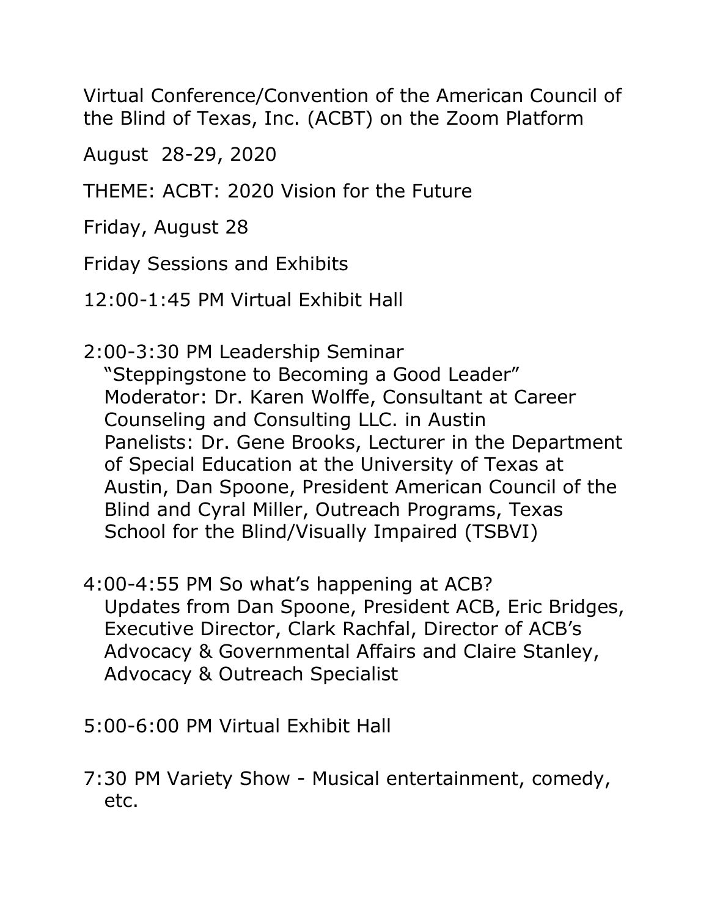Virtual Conference/Convention of the American Council of the Blind of Texas, Inc. (ACBT) on the Zoom Platform

August 28-29, 2020

THEME: ACBT: 2020 Vision for the Future

Friday, August 28

Friday Sessions and Exhibits

12:00-1:45 PM Virtual Exhibit Hall

2:00-3:30 PM Leadership Seminar
"Steppingstone to Becoming a Good Leader"
Moderator: Dr. Karen Wolffe, Consultant at Career Counseling and Consulting LLC. in Austin
Panelists: Dr. Gene Brooks, Lecturer in the Department of Special Education at the University of Texas at Austin, Dan Spoone, President American Council of the Blind and Cyral Miller, Outreach Programs, Texas School for the Blind/Visually Impaired (TSBVI)

4:00-4:55 PM So what's happening at ACB?
Updates from Dan Spoone, President ACB, Eric Bridges, Executive Director, Clark Rachfal, Director of ACB's Advocacy & Governmental Affairs and Claire Stanley, Advocacy & Outreach Specialist

5:00-6:00 PM Virtual Exhibit Hall

7:30 PM Variety Show - Musical entertainment, comedy, etc.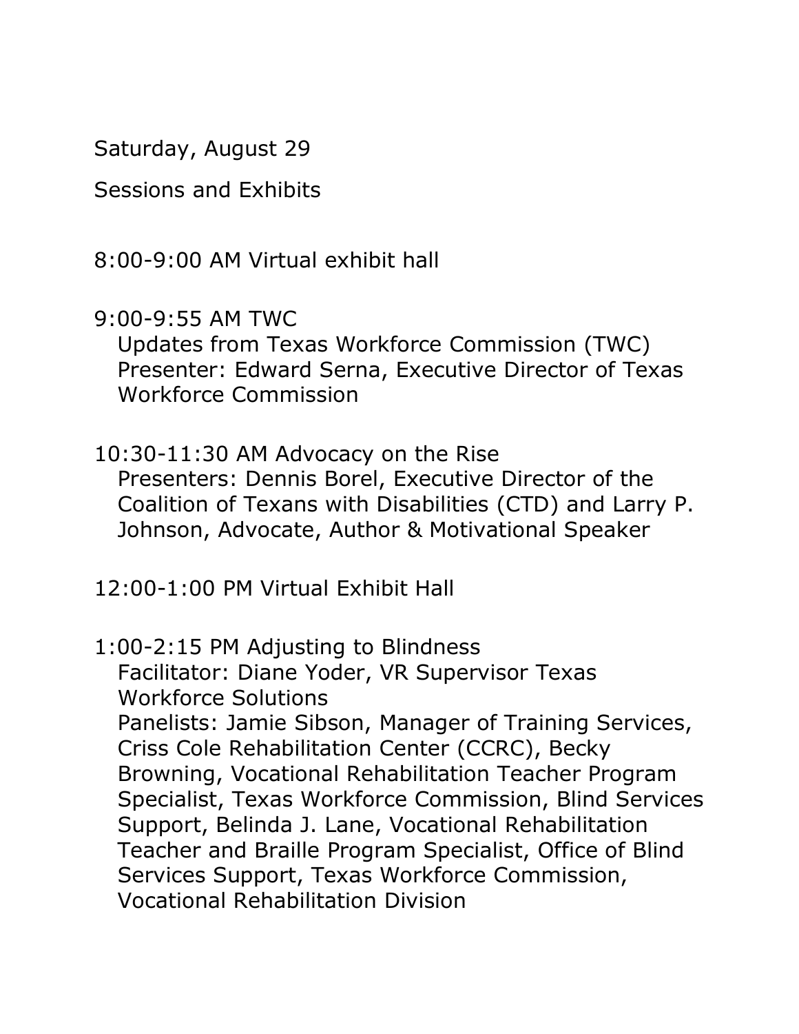Saturday, August 29

Sessions and Exhibits

8:00-9:00 AM Virtual exhibit hall

9:00-9:55 AM TWC
Updates from Texas Workforce Commission (TWC)
Presenter: Edward Serna, Executive Director of Texas Workforce Commission

10:30-11:30 AM Advocacy on the Rise
Presenters: Dennis Borel, Executive Director of the Coalition of Texans with Disabilities (CTD) and Larry P. Johnson, Advocate, Author & Motivational Speaker

12:00-1:00 PM Virtual Exhibit Hall

1:00-2:15 PM Adjusting to Blindness
Facilitator: Diane Yoder, VR Supervisor Texas Workforce Solutions
Panelists: Jamie Sibson, Manager of Training Services, Criss Cole Rehabilitation Center (CCRC), Becky Browning, Vocational Rehabilitation Teacher Program Specialist, Texas Workforce Commission, Blind Services Support, Belinda J. Lane, Vocational Rehabilitation Teacher and Braille Program Specialist, Office of Blind Services Support, Texas Workforce Commission, Vocational Rehabilitation Division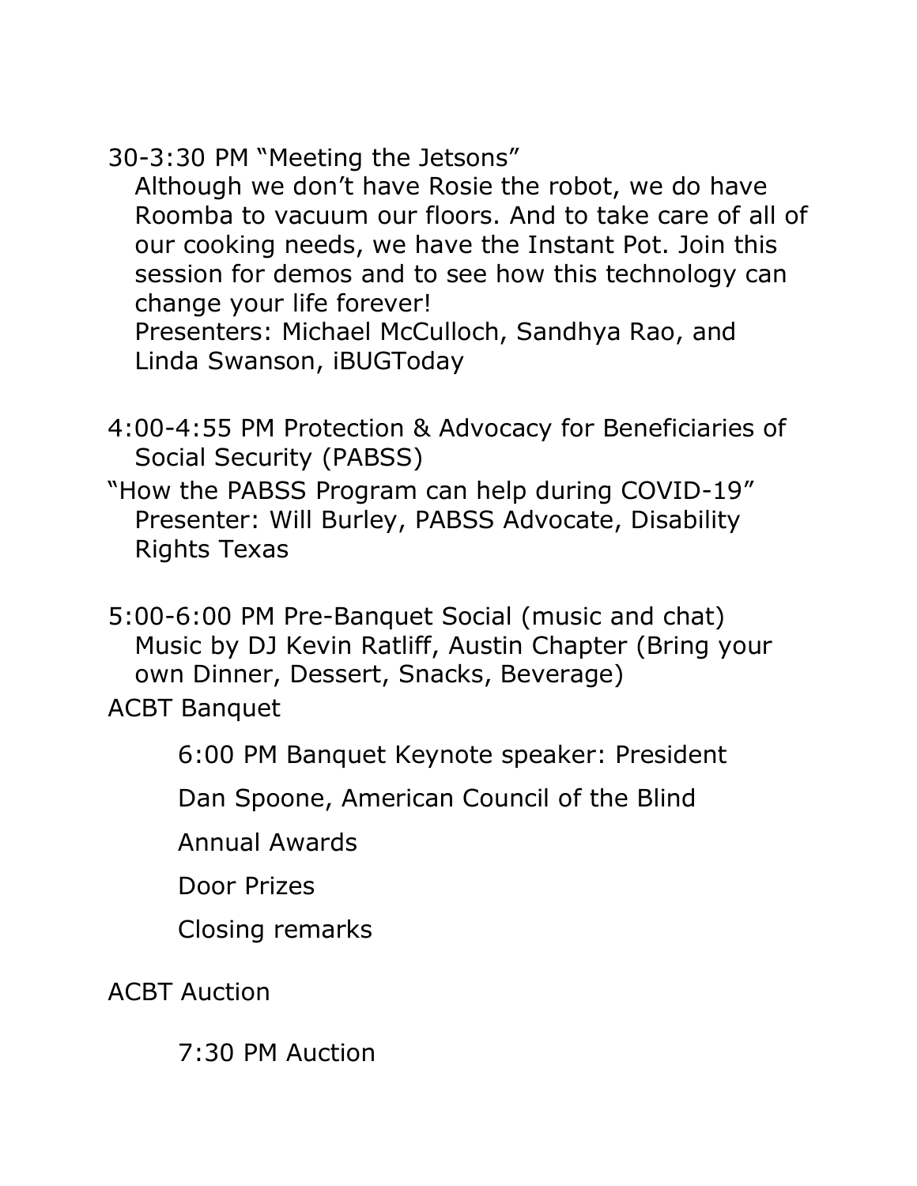30-3:30 PM "Meeting the Jetsons"

Although we don't have Rosie the robot, we do have Roomba to vacuum our floors. And to take care of all of our cooking needs, we have the Instant Pot. Join this session for demos and to see how this technology can change your life forever!

Presenters: Michael McCulloch, Sandhya Rao, and Linda Swanson, iBUGToday

4:00-4:55 PM Protection & Advocacy for Beneficiaries of Social Security (PABSS)

"How the PABSS Program can help during COVID-19"

Presenter: Will Burley, PABSS Advocate, Disability Rights Texas

5:00-6:00 PM Pre-Banquet Social (music and chat)

Music by DJ Kevin Ratliff, Austin Chapter (Bring your own Dinner, Dessert, Snacks, Beverage)

ACBT Banquet

6:00 PM Banquet Keynote speaker: President

Dan Spoone, American Council of the Blind

Annual Awards

Door Prizes

Closing remarks

ACBT Auction

7:30 PM Auction